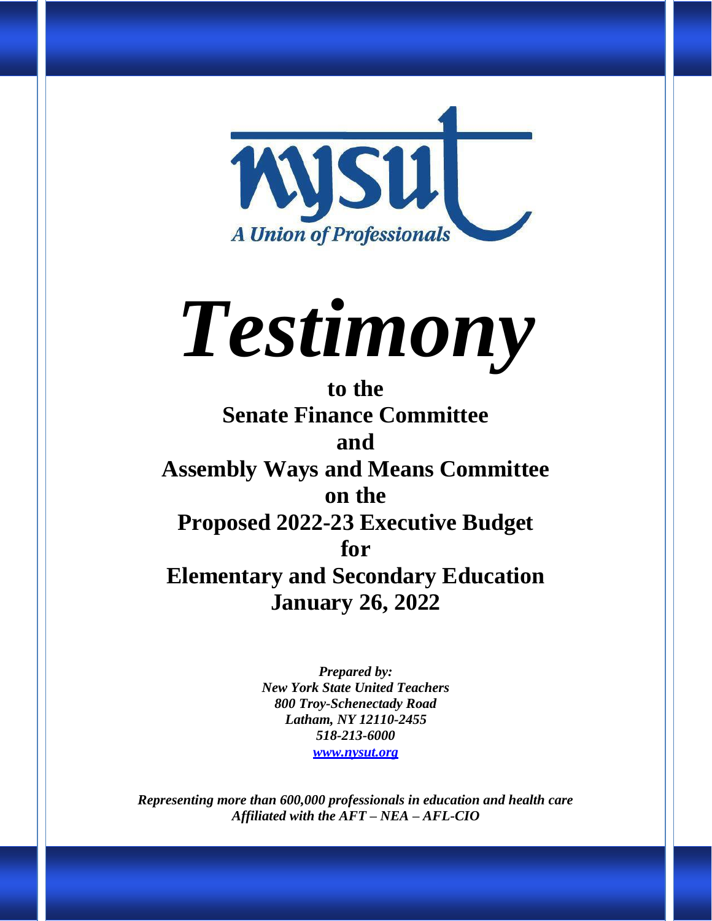nysut

*A Union of Professionals*

# *Testimony*

## to the Senate Finance Committee and Assembly Ways and Means Committee on the Proposed 2022-23 Executive Budget for Elementary and Secondary Education January 26, 2022

*Prepared by:*
*New York State United Teachers*
*800 Troy-Schenectady Road*
*Latham, NY 12110-2455*
*518-213-6000*
*www.nysut.org*

*Representing more than 600,000 professionals in education and health care*
*Affiliated with the AFT – NEA – AFL-CIO*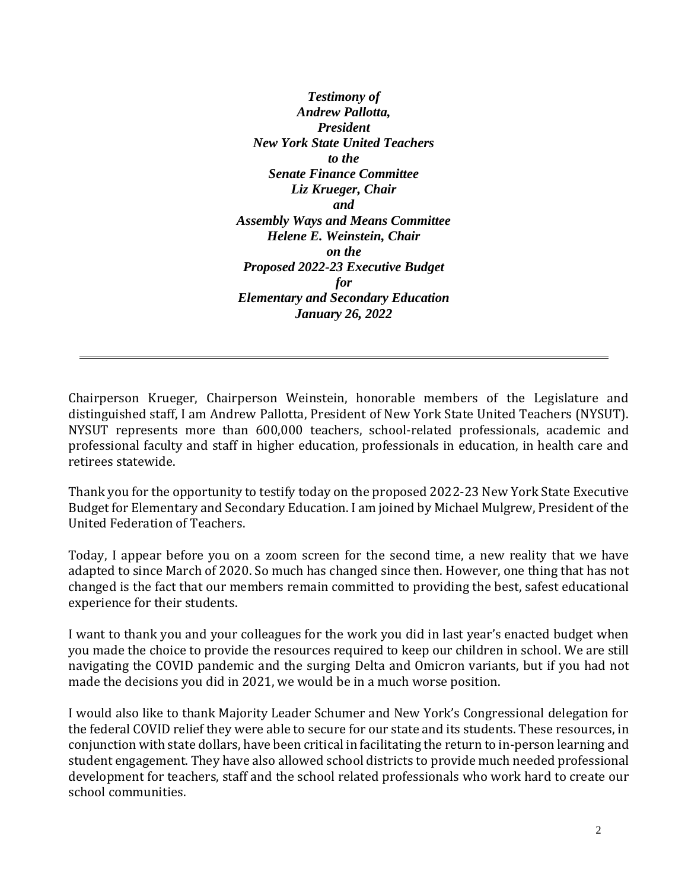***Testimony of***
***Andrew Pallotta,***
***President***
***New York State United Teachers***
***to the***
***Senate Finance Committee***
***Liz Krueger, Chair***
***and***
***Assembly Ways and Means Committee***
***Helene E. Weinstein, Chair***
***on the***
***Proposed 2022-23 Executive Budget***
***for***
***Elementary and Secondary Education***
***January 26, 2022***

---

Chairperson Krueger, Chairperson Weinstein, honorable members of the Legislature and distinguished staff, I am Andrew Pallotta, President of New York State United Teachers (NYSUT). NYSUT represents more than 600,000 teachers, school-related professionals, academic and professional faculty and staff in higher education, professionals in education, in health care and retirees statewide.

Thank you for the opportunity to testify today on the proposed 2022-23 New York State Executive Budget for Elementary and Secondary Education. I am joined by Michael Mulgrew, President of the United Federation of Teachers.

Today, I appear before you on a zoom screen for the second time, a new reality that we have adapted to since March of 2020. So much has changed since then. However, one thing that has not changed is the fact that our members remain committed to providing the best, safest educational experience for their students.

I want to thank you and your colleagues for the work you did in last year's enacted budget when you made the choice to provide the resources required to keep our children in school. We are still navigating the COVID pandemic and the surging Delta and Omicron variants, but if you had not made the decisions you did in 2021, we would be in a much worse position.

I would also like to thank Majority Leader Schumer and New York's Congressional delegation for the federal COVID relief they were able to secure for our state and its students. These resources, in conjunction with state dollars, have been critical in facilitating the return to in-person learning and student engagement. They have also allowed school districts to provide much needed professional development for teachers, staff and the school related professionals who work hard to create our school communities.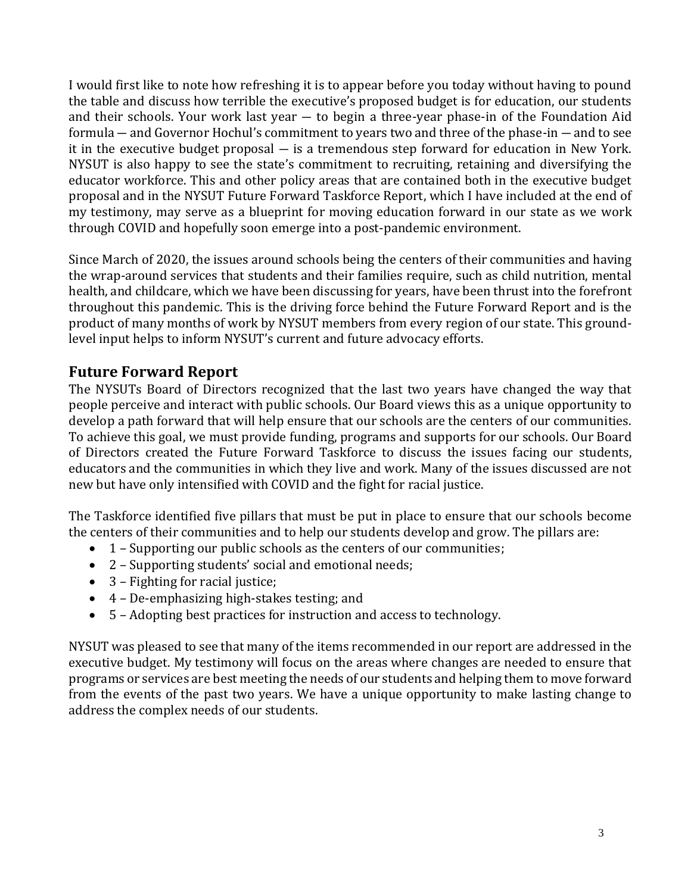I would first like to note how refreshing it is to appear before you today without having to pound the table and discuss how terrible the executive's proposed budget is for education, our students and their schools. Your work last year — to begin a three-year phase-in of the Foundation Aid formula — and Governor Hochul's commitment to years two and three of the phase-in — and to see it in the executive budget proposal — is a tremendous step forward for education in New York. NYSUT is also happy to see the state's commitment to recruiting, retaining and diversifying the educator workforce. This and other policy areas that are contained both in the executive budget proposal and in the NYSUT Future Forward Taskforce Report, which I have included at the end of my testimony, may serve as a blueprint for moving education forward in our state as we work through COVID and hopefully soon emerge into a post-pandemic environment.

Since March of 2020, the issues around schools being the centers of their communities and having the wrap-around services that students and their families require, such as child nutrition, mental health, and childcare, which we have been discussing for years, have been thrust into the forefront throughout this pandemic. This is the driving force behind the Future Forward Report and is the product of many months of work by NYSUT members from every region of our state. This ground-level input helps to inform NYSUT's current and future advocacy efforts.

## Future Forward Report

The NYSUTs Board of Directors recognized that the last two years have changed the way that people perceive and interact with public schools. Our Board views this as a unique opportunity to develop a path forward that will help ensure that our schools are the centers of our communities. To achieve this goal, we must provide funding, programs and supports for our schools. Our Board of Directors created the Future Forward Taskforce to discuss the issues facing our students, educators and the communities in which they live and work. Many of the issues discussed are not new but have only intensified with COVID and the fight for racial justice.

The Taskforce identified five pillars that must be put in place to ensure that our schools become the centers of their communities and to help our students develop and grow. The pillars are:

- 1 – Supporting our public schools as the centers of our communities;
- 2 – Supporting students' social and emotional needs;
- 3 – Fighting for racial justice;
- 4 – De-emphasizing high-stakes testing; and
- 5 – Adopting best practices for instruction and access to technology.

NYSUT was pleased to see that many of the items recommended in our report are addressed in the executive budget. My testimony will focus on the areas where changes are needed to ensure that programs or services are best meeting the needs of our students and helping them to move forward from the events of the past two years. We have a unique opportunity to make lasting change to address the complex needs of our students.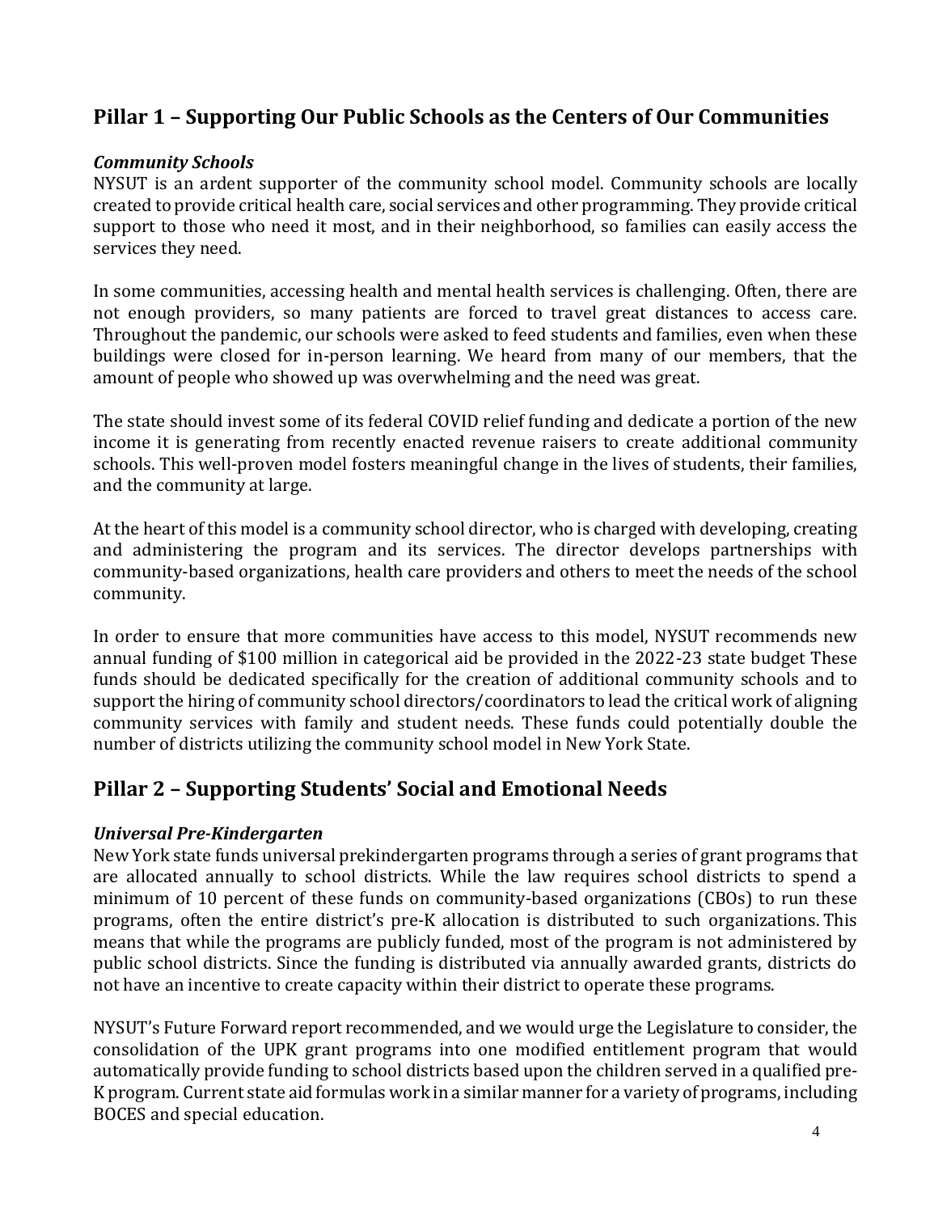## Pillar 1 – Supporting Our Public Schools as the Centers of Our Communities

### *Community Schools*

NYSUT is an ardent supporter of the community school model. Community schools are locally created to provide critical health care, social services and other programming. They provide critical support to those who need it most, and in their neighborhood, so families can easily access the services they need.

In some communities, accessing health and mental health services is challenging. Often, there are not enough providers, so many patients are forced to travel great distances to access care. Throughout the pandemic, our schools were asked to feed students and families, even when these buildings were closed for in-person learning. We heard from many of our members, that the amount of people who showed up was overwhelming and the need was great.

The state should invest some of its federal COVID relief funding and dedicate a portion of the new income it is generating from recently enacted revenue raisers to create additional community schools. This well-proven model fosters meaningful change in the lives of students, their families, and the community at large.

At the heart of this model is a community school director, who is charged with developing, creating and administering the program and its services. The director develops partnerships with community-based organizations, health care providers and others to meet the needs of the school community.

In order to ensure that more communities have access to this model, NYSUT recommends new annual funding of $100 million in categorical aid be provided in the 2022-23 state budget These funds should be dedicated specifically for the creation of additional community schools and to support the hiring of community school directors/coordinators to lead the critical work of aligning community services with family and student needs. These funds could potentially double the number of districts utilizing the community school model in New York State.

## Pillar 2 – Supporting Students' Social and Emotional Needs

### *Universal Pre-Kindergarten*

New York state funds universal prekindergarten programs through a series of grant programs that are allocated annually to school districts. While the law requires school districts to spend a minimum of 10 percent of these funds on community-based organizations (CBOs) to run these programs, often the entire district's pre-K allocation is distributed to such organizations. This means that while the programs are publicly funded, most of the program is not administered by public school districts. Since the funding is distributed via annually awarded grants, districts do not have an incentive to create capacity within their district to operate these programs.

NYSUT's Future Forward report recommended, and we would urge the Legislature to consider, the consolidation of the UPK grant programs into one modified entitlement program that would automatically provide funding to school districts based upon the children served in a qualified pre-K program. Current state aid formulas work in a similar manner for a variety of programs, including BOCES and special education.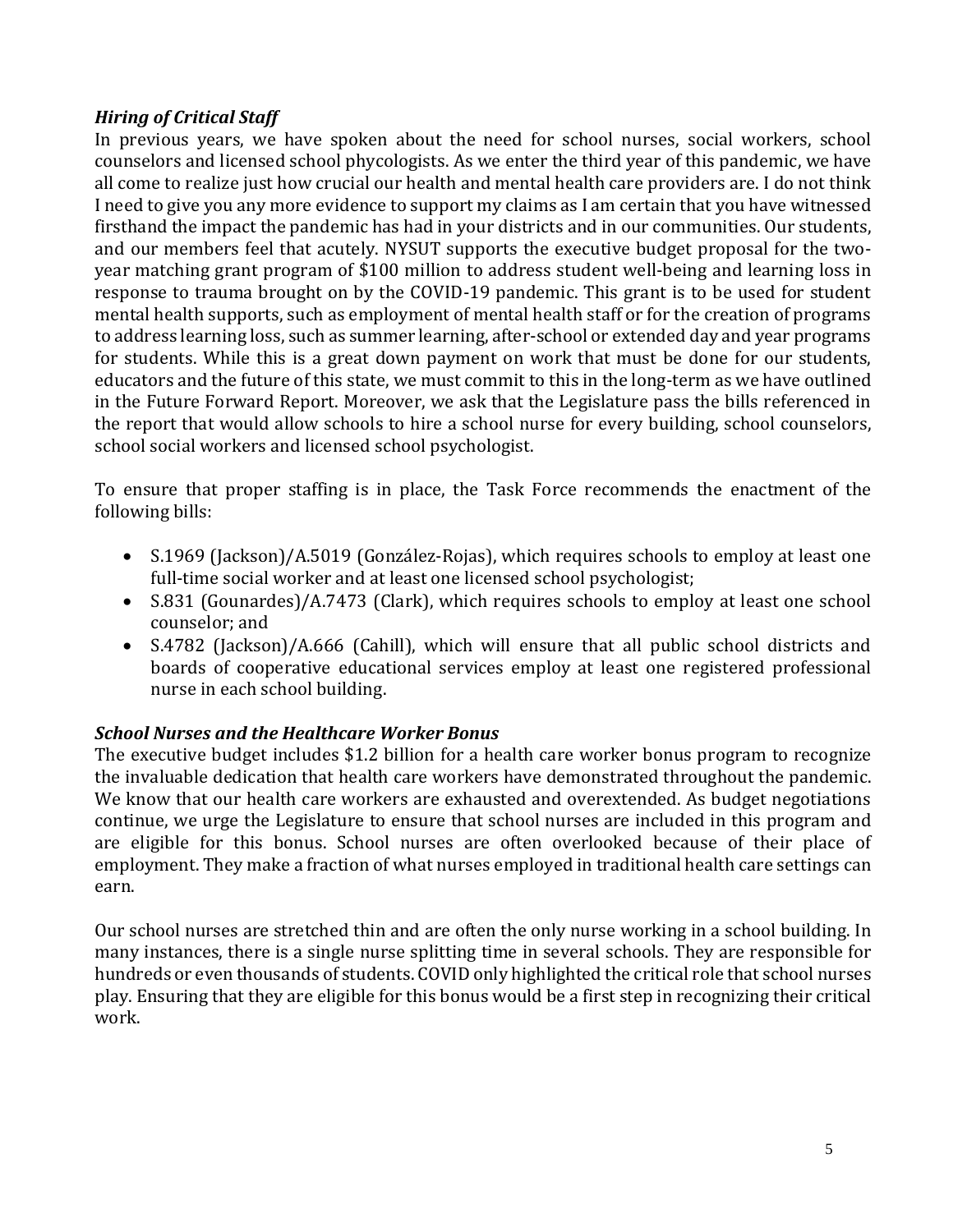### *Hiring of Critical Staff*

In previous years, we have spoken about the need for school nurses, social workers, school counselors and licensed school phycologists. As we enter the third year of this pandemic, we have all come to realize just how crucial our health and mental health care providers are. I do not think I need to give you any more evidence to support my claims as I am certain that you have witnessed firsthand the impact the pandemic has had in your districts and in our communities. Our students, and our members feel that acutely. NYSUT supports the executive budget proposal for the two-year matching grant program of $100 million to address student well-being and learning loss in response to trauma brought on by the COVID-19 pandemic. This grant is to be used for student mental health supports, such as employment of mental health staff or for the creation of programs to address learning loss, such as summer learning, after-school or extended day and year programs for students. While this is a great down payment on work that must be done for our students, educators and the future of this state, we must commit to this in the long-term as we have outlined in the Future Forward Report. Moreover, we ask that the Legislature pass the bills referenced in the report that would allow schools to hire a school nurse for every building, school counselors, school social workers and licensed school psychologist.

To ensure that proper staffing is in place, the Task Force recommends the enactment of the following bills:

- S.1969 (Jackson)/A.5019 (González-Rojas), which requires schools to employ at least one full-time social worker and at least one licensed school psychologist;
- S.831 (Gounardes)/A.7473 (Clark), which requires schools to employ at least one school counselor; and
- S.4782 (Jackson)/A.666 (Cahill), which will ensure that all public school districts and boards of cooperative educational services employ at least one registered professional nurse in each school building.

### *School Nurses and the Healthcare Worker Bonus*

The executive budget includes $1.2 billion for a health care worker bonus program to recognize the invaluable dedication that health care workers have demonstrated throughout the pandemic. We know that our health care workers are exhausted and overextended. As budget negotiations continue, we urge the Legislature to ensure that school nurses are included in this program and are eligible for this bonus. School nurses are often overlooked because of their place of employment. They make a fraction of what nurses employed in traditional health care settings can earn.

Our school nurses are stretched thin and are often the only nurse working in a school building. In many instances, there is a single nurse splitting time in several schools. They are responsible for hundreds or even thousands of students. COVID only highlighted the critical role that school nurses play. Ensuring that they are eligible for this bonus would be a first step in recognizing their critical work.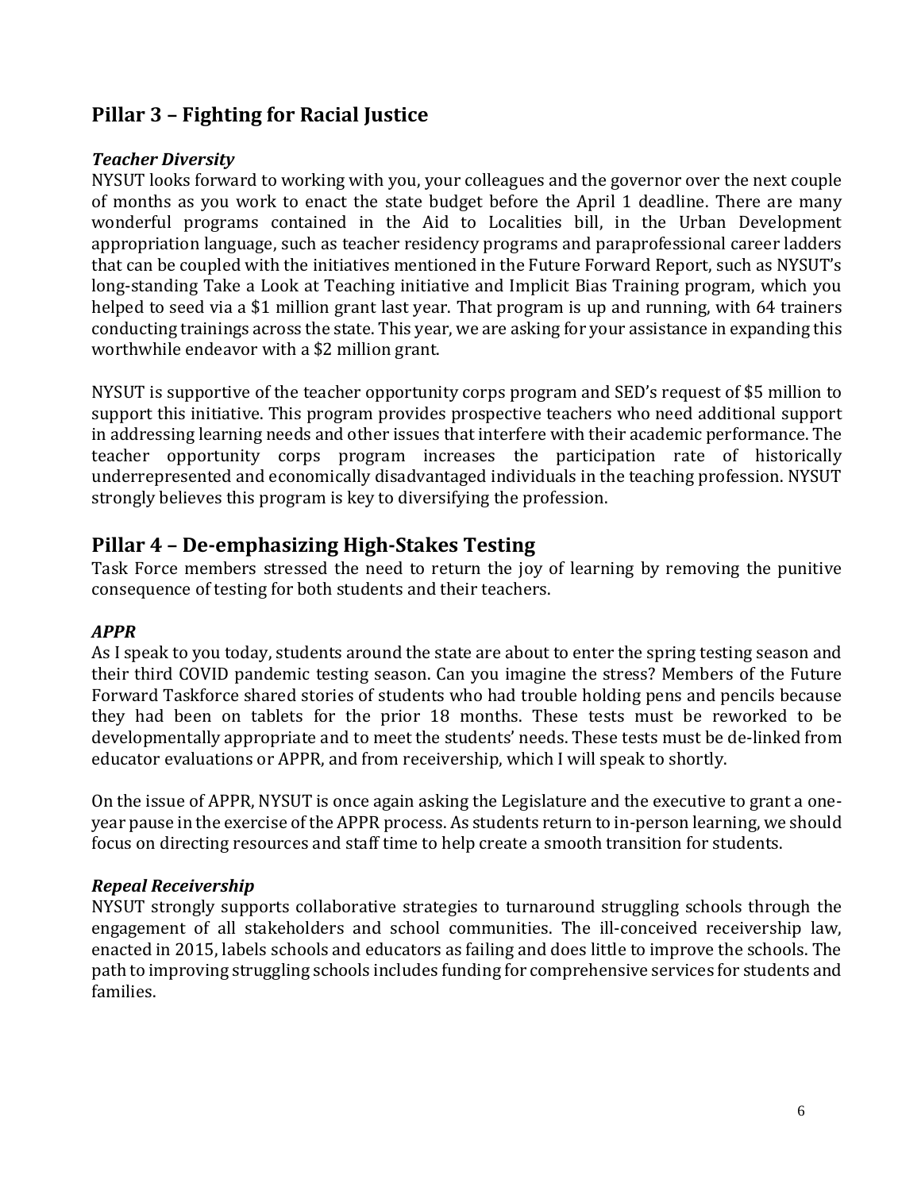## Pillar 3 – Fighting for Racial Justice

### *Teacher Diversity*

NYSUT looks forward to working with you, your colleagues and the governor over the next couple of months as you work to enact the state budget before the April 1 deadline. There are many wonderful programs contained in the Aid to Localities bill, in the Urban Development appropriation language, such as teacher residency programs and paraprofessional career ladders that can be coupled with the initiatives mentioned in the Future Forward Report, such as NYSUT's long-standing Take a Look at Teaching initiative and Implicit Bias Training program, which you helped to seed via a $1 million grant last year. That program is up and running, with 64 trainers conducting trainings across the state. This year, we are asking for your assistance in expanding this worthwhile endeavor with a $2 million grant.

NYSUT is supportive of the teacher opportunity corps program and SED's request of $5 million to support this initiative. This program provides prospective teachers who need additional support in addressing learning needs and other issues that interfere with their academic performance. The teacher opportunity corps program increases the participation rate of historically underrepresented and economically disadvantaged individuals in the teaching profession. NYSUT strongly believes this program is key to diversifying the profession.

## Pillar 4 – De-emphasizing High-Stakes Testing

Task Force members stressed the need to return the joy of learning by removing the punitive consequence of testing for both students and their teachers.

### *APPR*

As I speak to you today, students around the state are about to enter the spring testing season and their third COVID pandemic testing season. Can you imagine the stress? Members of the Future Forward Taskforce shared stories of students who had trouble holding pens and pencils because they had been on tablets for the prior 18 months. These tests must be reworked to be developmentally appropriate and to meet the students' needs. These tests must be de-linked from educator evaluations or APPR, and from receivership, which I will speak to shortly.

On the issue of APPR, NYSUT is once again asking the Legislature and the executive to grant a one-year pause in the exercise of the APPR process. As students return to in-person learning, we should focus on directing resources and staff time to help create a smooth transition for students.

### *Repeal Receivership*

NYSUT strongly supports collaborative strategies to turnaround struggling schools through the engagement of all stakeholders and school communities. The ill-conceived receivership law, enacted in 2015, labels schools and educators as failing and does little to improve the schools. The path to improving struggling schools includes funding for comprehensive services for students and families.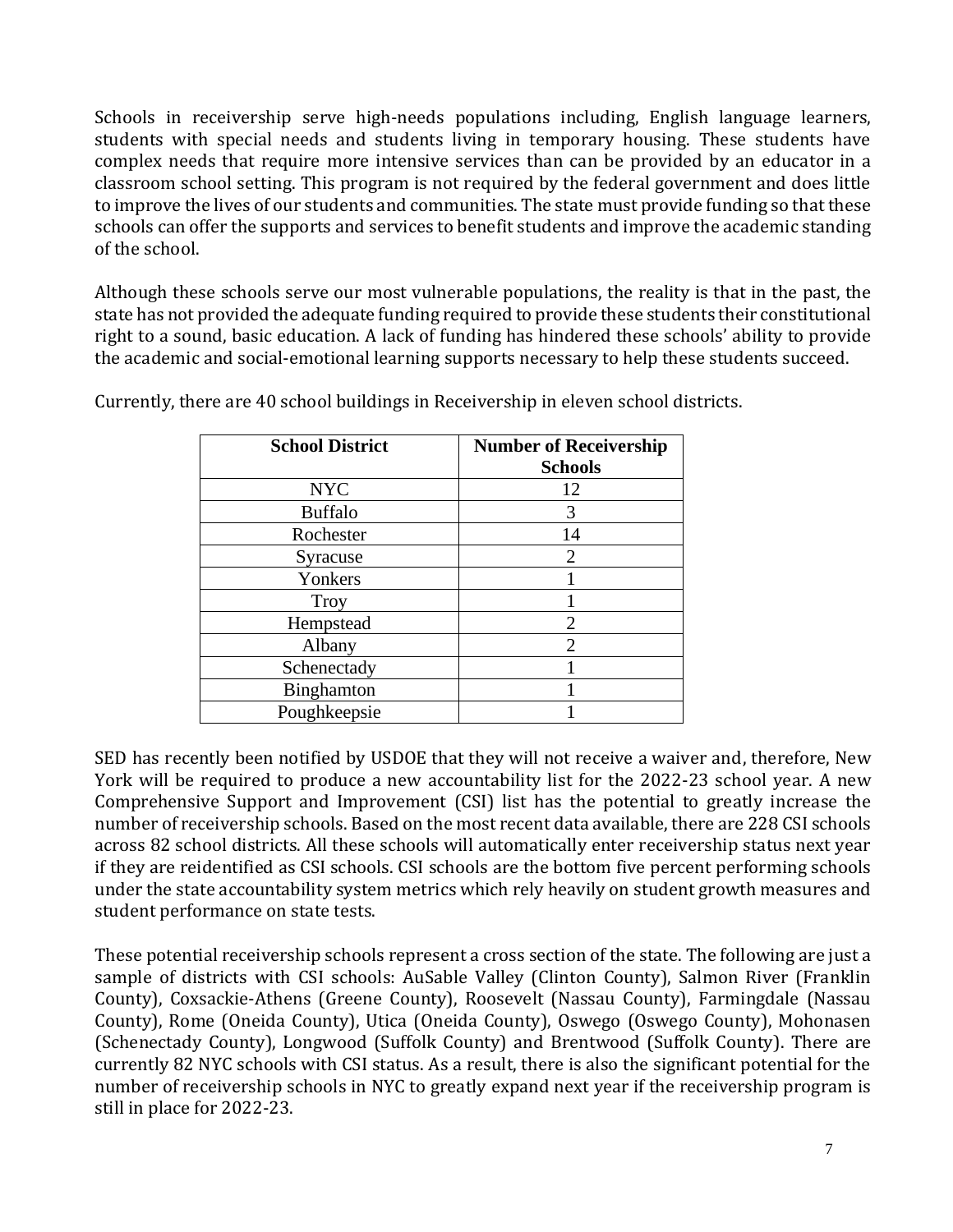Schools in receivership serve high-needs populations including, English language learners, students with special needs and students living in temporary housing. These students have complex needs that require more intensive services than can be provided by an educator in a classroom school setting. This program is not required by the federal government and does little to improve the lives of our students and communities. The state must provide funding so that these schools can offer the supports and services to benefit students and improve the academic standing of the school.

Although these schools serve our most vulnerable populations, the reality is that in the past, the state has not provided the adequate funding required to provide these students their constitutional right to a sound, basic education. A lack of funding has hindered these schools' ability to provide the academic and social-emotional learning supports necessary to help these students succeed.

Currently, there are 40 school buildings in Receivership in eleven school districts.

| School District | Number of Receivership Schools |
|---|---|
| NYC | 12 |
| Buffalo | 3 |
| Rochester | 14 |
| Syracuse | 2 |
| Yonkers | 1 |
| Troy | 1 |
| Hempstead | 2 |
| Albany | 2 |
| Schenectady | 1 |
| Binghamton | 1 |
| Poughkeepsie | 1 |

SED has recently been notified by USDOE that they will not receive a waiver and, therefore, New York will be required to produce a new accountability list for the 2022-23 school year. A new Comprehensive Support and Improvement (CSI) list has the potential to greatly increase the number of receivership schools. Based on the most recent data available, there are 228 CSI schools across 82 school districts. All these schools will automatically enter receivership status next year if they are reidentified as CSI schools. CSI schools are the bottom five percent performing schools under the state accountability system metrics which rely heavily on student growth measures and student performance on state tests.

These potential receivership schools represent a cross section of the state. The following are just a sample of districts with CSI schools: AuSable Valley (Clinton County), Salmon River (Franklin County), Coxsackie-Athens (Greene County), Roosevelt (Nassau County), Farmingdale (Nassau County), Rome (Oneida County), Utica (Oneida County), Oswego (Oswego County), Mohonasen (Schenectady County), Longwood (Suffolk County) and Brentwood (Suffolk County). There are currently 82 NYC schools with CSI status. As a result, there is also the significant potential for the number of receivership schools in NYC to greatly expand next year if the receivership program is still in place for 2022-23.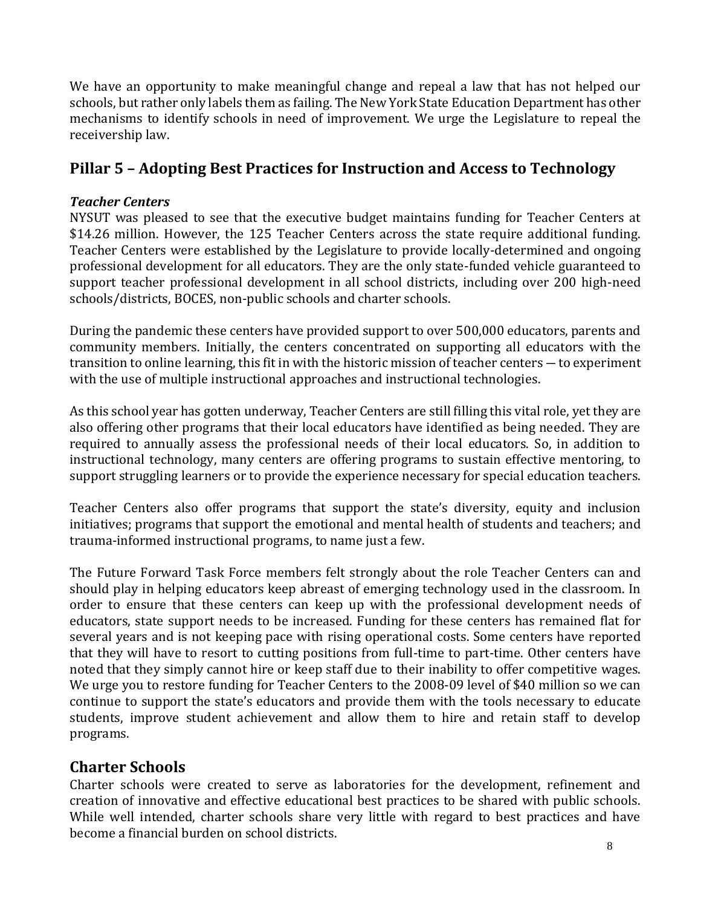We have an opportunity to make meaningful change and repeal a law that has not helped our schools, but rather only labels them as failing. The New York State Education Department has other mechanisms to identify schools in need of improvement. We urge the Legislature to repeal the receivership law.

## Pillar 5 – Adopting Best Practices for Instruction and Access to Technology

***Teacher Centers***

NYSUT was pleased to see that the executive budget maintains funding for Teacher Centers at $14.26 million. However, the 125 Teacher Centers across the state require additional funding. Teacher Centers were established by the Legislature to provide locally-determined and ongoing professional development for all educators. They are the only state-funded vehicle guaranteed to support teacher professional development in all school districts, including over 200 high-need schools/districts, BOCES, non-public schools and charter schools.

During the pandemic these centers have provided support to over 500,000 educators, parents and community members. Initially, the centers concentrated on supporting all educators with the transition to online learning, this fit in with the historic mission of teacher centers — to experiment with the use of multiple instructional approaches and instructional technologies.

As this school year has gotten underway, Teacher Centers are still filling this vital role, yet they are also offering other programs that their local educators have identified as being needed. They are required to annually assess the professional needs of their local educators. So, in addition to instructional technology, many centers are offering programs to sustain effective mentoring, to support struggling learners or to provide the experience necessary for special education teachers.

Teacher Centers also offer programs that support the state's diversity, equity and inclusion initiatives; programs that support the emotional and mental health of students and teachers; and trauma-informed instructional programs, to name just a few.

The Future Forward Task Force members felt strongly about the role Teacher Centers can and should play in helping educators keep abreast of emerging technology used in the classroom. In order to ensure that these centers can keep up with the professional development needs of educators, state support needs to be increased. Funding for these centers has remained flat for several years and is not keeping pace with rising operational costs. Some centers have reported that they will have to resort to cutting positions from full-time to part-time. Other centers have noted that they simply cannot hire or keep staff due to their inability to offer competitive wages. We urge you to restore funding for Teacher Centers to the 2008-09 level of $40 million so we can continue to support the state's educators and provide them with the tools necessary to educate students, improve student achievement and allow them to hire and retain staff to develop programs.

## Charter Schools

Charter schools were created to serve as laboratories for the development, refinement and creation of innovative and effective educational best practices to be shared with public schools. While well intended, charter schools share very little with regard to best practices and have become a financial burden on school districts.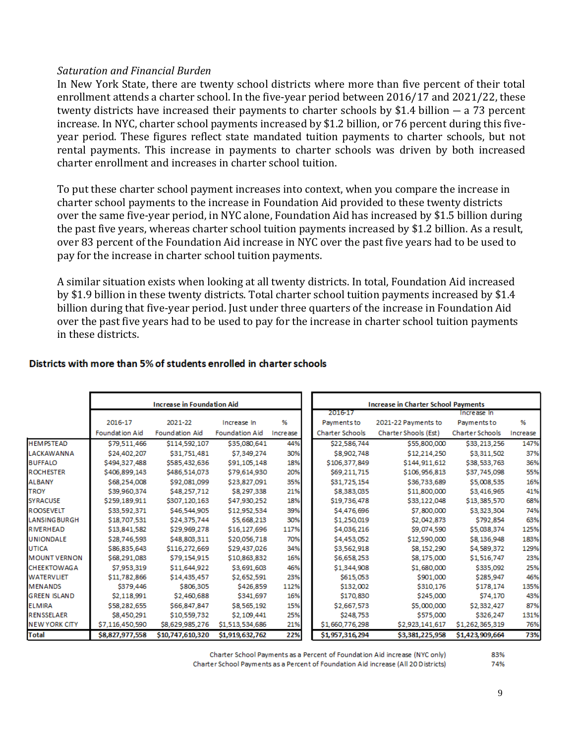*Saturation and Financial Burden*

In New York State, there are twenty school districts where more than five percent of their total enrollment attends a charter school. In the five-year period between 2016/17 and 2021/22, these twenty districts have increased their payments to charter schools by $1.4 billion — a 73 percent increase. In NYC, charter school payments increased by $1.2 billion, or 76 percent during this five-year period. These figures reflect state mandated tuition payments to charter schools, but not rental payments. This increase in payments to charter schools was driven by both increased charter enrollment and increases in charter school tuition.

To put these charter school payment increases into context, when you compare the increase in charter school payments to the increase in Foundation Aid provided to these twenty districts over the same five-year period, in NYC alone, Foundation Aid has increased by $1.5 billion during the past five years, whereas charter school tuition payments increased by $1.2 billion. As a result, over 83 percent of the Foundation Aid increase in NYC over the past five years had to be used to pay for the increase in charter school tuition payments.

A similar situation exists when looking at all twenty districts. In total, Foundation Aid increased by $1.9 billion in these twenty districts. Total charter school tuition payments increased by $1.4 billion during that five-year period. Just under three quarters of the increase in Foundation Aid over the past five years had to be used to pay for the increase in charter school tuition payments in these districts.

**Districts with more than 5% of students enrolled in charter schools**

| | Increase in Foundation Aid | | | | Increase in Charter School Payments | | | |
|---|---|---|---|---|---|---|---|---|
| | 2016-17 Foundation Aid | 2021-22 Foundation Aid | Increase In Foundation Aid | % Increase | 2016-17 Payments to Charter Schools | 2021-22 Payments to Charter Shools (Est) | Increase In Payments to Charter Schools | % Increase |
| HEMPSTEAD | $79,511,466 | $114,592,107 | $35,080,641 | 44% | $22,586,744 | $55,800,000 | $33,213,256 | 147% |
| LACKAWANNA | $24,402,207 | $31,751,481 | $7,349,274 | 30% | $8,902,748 | $12,214,250 | $3,311,502 | 37% |
| BUFFALO | $494,327,488 | $585,432,636 | $91,105,148 | 18% | $106,377,849 | $144,911,612 | $38,533,763 | 36% |
| ROCHESTER | $406,899,143 | $486,514,073 | $79,614,930 | 20% | $69,211,715 | $106,956,813 | $37,745,098 | 55% |
| ALBANY | $68,254,008 | $92,081,099 | $23,827,091 | 35% | $31,725,154 | $36,733,689 | $5,008,535 | 16% |
| TROY | $39,960,374 | $48,257,712 | $8,297,338 | 21% | $8,383,035 | $11,800,000 | $3,416,965 | 41% |
| SYRACUSE | $259,189,911 | $307,120,163 | $47,930,252 | 18% | $19,736,478 | $33,122,048 | $13,385,570 | 68% |
| ROOSEVELT | $33,592,371 | $46,544,905 | $12,952,534 | 39% | $4,476,696 | $7,800,000 | $3,323,304 | 74% |
| LANSINGBURGH | $18,707,531 | $24,375,744 | $5,668,213 | 30% | $1,250,019 | $2,042,873 | $792,854 | 63% |
| RIVERHEAD | $13,841,582 | $29,969,278 | $16,127,696 | 117% | $4,036,216 | $9,074,590 | $5,038,374 | 125% |
| UNIONDALE | $28,746,593 | $48,803,311 | $20,056,718 | 70% | $4,453,052 | $12,590,000 | $8,136,948 | 183% |
| UTICA | $86,835,643 | $116,272,669 | $29,437,026 | 34% | $3,562,918 | $8,152,290 | $4,589,372 | 129% |
| MOUNT VERNON | $68,291,083 | $79,154,915 | $10,863,832 | 16% | $6,658,253 | $8,175,000 | $1,516,747 | 23% |
| CHEEKTOWAGA | $7,953,319 | $11,644,922 | $3,691,603 | 46% | $1,344,908 | $1,680,000 | $335,092 | 25% |
| WATERVLIET | $11,782,866 | $14,435,457 | $2,652,591 | 23% | $615,053 | $901,000 | $285,947 | 46% |
| MENANDS | $379,446 | $806,305 | $426,859 | 112% | $132,002 | $310,176 | $178,174 | 135% |
| GREEN ISLAND | $2,118,991 | $2,460,688 | $341,697 | 16% | $170,830 | $245,000 | $74,170 | 43% |
| ELMIRA | $58,282,655 | $66,847,847 | $8,565,192 | 15% | $2,667,573 | $5,000,000 | $2,332,427 | 87% |
| RENSSELAER | $8,450,291 | $10,559,732 | $2,109,441 | 25% | $248,753 | $575,000 | $326,247 | 131% |
| NEW YORK CITY | $7,116,450,590 | $8,629,985,276 | $1,513,534,686 | 21% | $1,660,776,298 | $2,923,141,617 | $1,262,365,319 | 76% |
| **Total** | **$8,827,977,558** | **$10,747,610,320** | **$1,919,632,762** | **22%** | **$1,957,316,294** | **$3,381,225,958** | **$1,423,909,664** | **73%** |

| | |
|---|---|
| Charter School Payments as a Percent of Foundation Aid increase (NYC only) | 83% |
| Charter School Payments as a Percent of Foundation Aid increase (All 20 Districts) | 74% |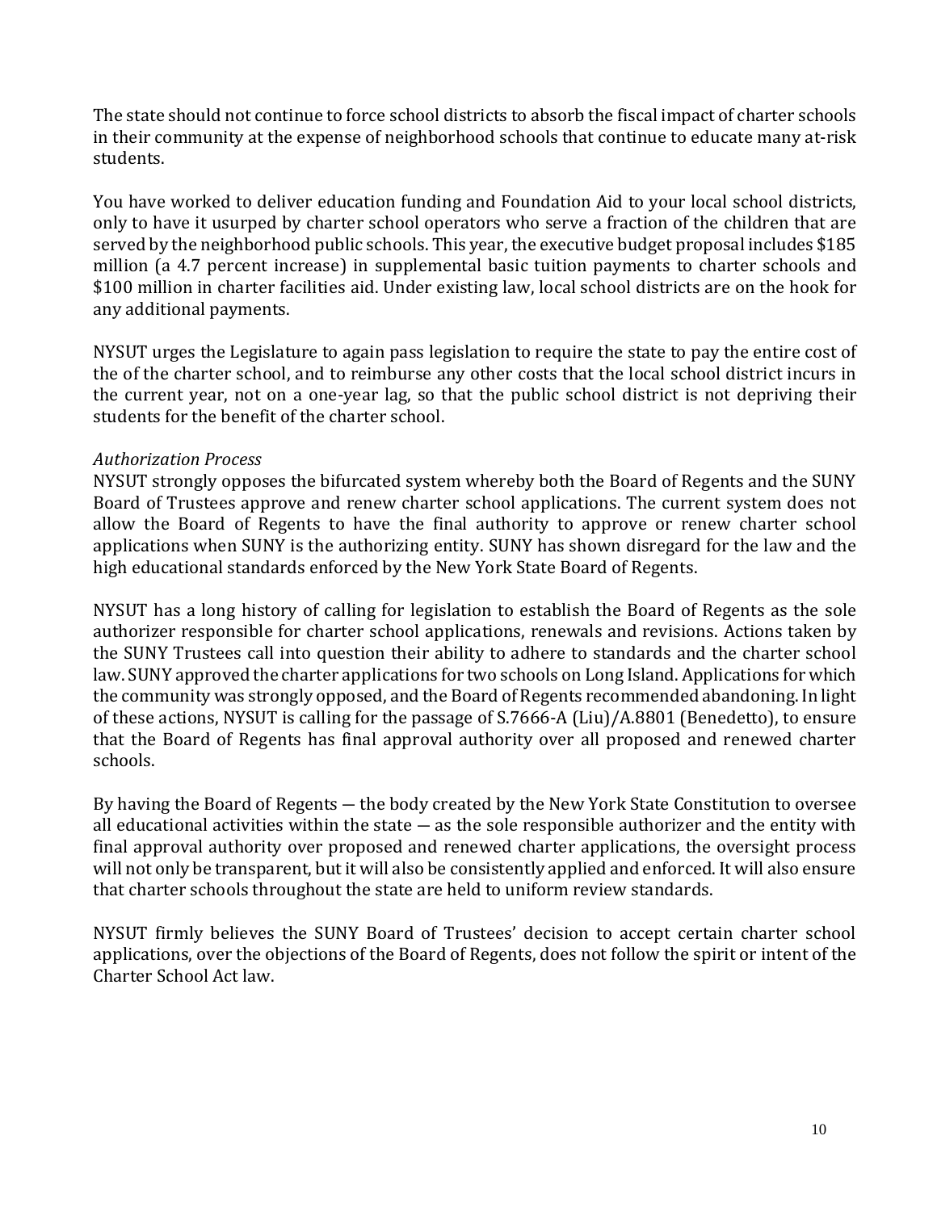The state should not continue to force school districts to absorb the fiscal impact of charter schools in their community at the expense of neighborhood schools that continue to educate many at-risk students.

You have worked to deliver education funding and Foundation Aid to your local school districts, only to have it usurped by charter school operators who serve a fraction of the children that are served by the neighborhood public schools. This year, the executive budget proposal includes $185 million (a 4.7 percent increase) in supplemental basic tuition payments to charter schools and $100 million in charter facilities aid. Under existing law, local school districts are on the hook for any additional payments.

NYSUT urges the Legislature to again pass legislation to require the state to pay the entire cost of the of the charter school, and to reimburse any other costs that the local school district incurs in the current year, not on a one-year lag, so that the public school district is not depriving their students for the benefit of the charter school.

*Authorization Process*

NYSUT strongly opposes the bifurcated system whereby both the Board of Regents and the SUNY Board of Trustees approve and renew charter school applications. The current system does not allow the Board of Regents to have the final authority to approve or renew charter school applications when SUNY is the authorizing entity. SUNY has shown disregard for the law and the high educational standards enforced by the New York State Board of Regents.

NYSUT has a long history of calling for legislation to establish the Board of Regents as the sole authorizer responsible for charter school applications, renewals and revisions. Actions taken by the SUNY Trustees call into question their ability to adhere to standards and the charter school law. SUNY approved the charter applications for two schools on Long Island. Applications for which the community was strongly opposed, and the Board of Regents recommended abandoning. In light of these actions, NYSUT is calling for the passage of S.7666-A (Liu)/A.8801 (Benedetto), to ensure that the Board of Regents has final approval authority over all proposed and renewed charter schools.

By having the Board of Regents — the body created by the New York State Constitution to oversee all educational activities within the state — as the sole responsible authorizer and the entity with final approval authority over proposed and renewed charter applications, the oversight process will not only be transparent, but it will also be consistently applied and enforced. It will also ensure that charter schools throughout the state are held to uniform review standards.

NYSUT firmly believes the SUNY Board of Trustees' decision to accept certain charter school applications, over the objections of the Board of Regents, does not follow the spirit or intent of the Charter School Act law.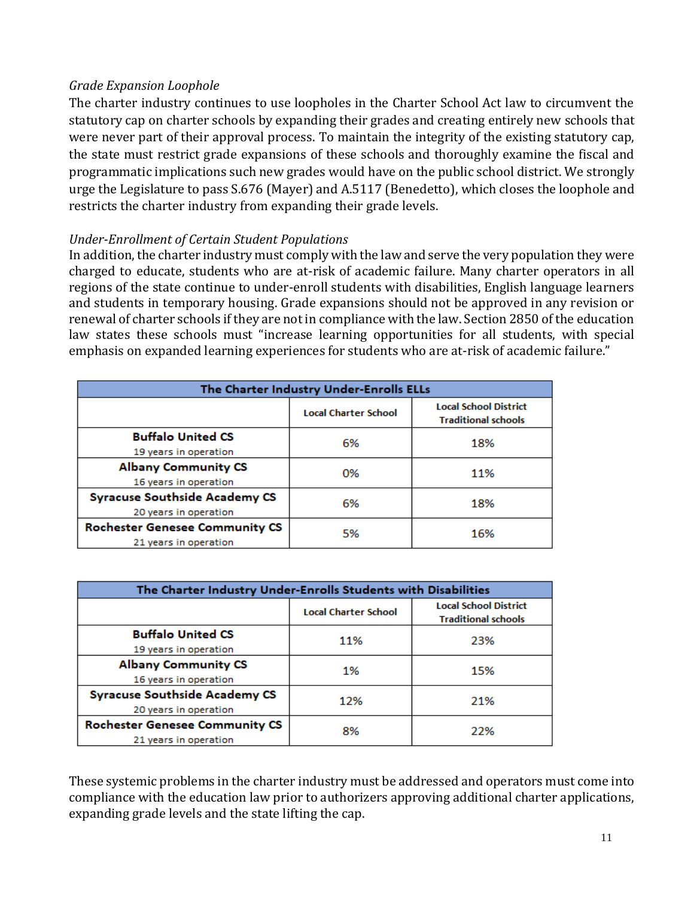*Grade Expansion Loophole*

The charter industry continues to use loopholes in the Charter School Act law to circumvent the statutory cap on charter schools by expanding their grades and creating entirely new schools that were never part of their approval process. To maintain the integrity of the existing statutory cap, the state must restrict grade expansions of these schools and thoroughly examine the fiscal and programmatic implications such new grades would have on the public school district. We strongly urge the Legislature to pass S.676 (Mayer) and A.5117 (Benedetto), which closes the loophole and restricts the charter industry from expanding their grade levels.

*Under-Enrollment of Certain Student Populations*

In addition, the charter industry must comply with the law and serve the very population they were charged to educate, students who are at-risk of academic failure. Many charter operators in all regions of the state continue to under-enroll students with disabilities, English language learners and students in temporary housing. Grade expansions should not be approved in any revision or renewal of charter schools if they are not in compliance with the law. Section 2850 of the education law states these schools must "increase learning opportunities for all students, with special emphasis on expanded learning experiences for students who are at-risk of academic failure."

| The Charter Industry Under-Enrolls ELLs | | |
|---|---|---|
| | Local Charter School | Local School District Traditional schools |
| **Buffalo United CS** 19 years in operation | 6% | 18% |
| **Albany Community CS** 16 years in operation | 0% | 11% |
| **Syracuse Southside Academy CS** 20 years in operation | 6% | 18% |
| **Rochester Genesee Community CS** 21 years in operation | 5% | 16% |

| The Charter Industry Under-Enrolls Students with Disabilities | | |
|---|---|---|
| | Local Charter School | Local School District Traditional schools |
| **Buffalo United CS** 19 years in operation | 11% | 23% |
| **Albany Community CS** 16 years in operation | 1% | 15% |
| **Syracuse Southside Academy CS** 20 years in operation | 12% | 21% |
| **Rochester Genesee Community CS** 21 years in operation | 8% | 22% |

These systemic problems in the charter industry must be addressed and operators must come into compliance with the education law prior to authorizers approving additional charter applications, expanding grade levels and the state lifting the cap.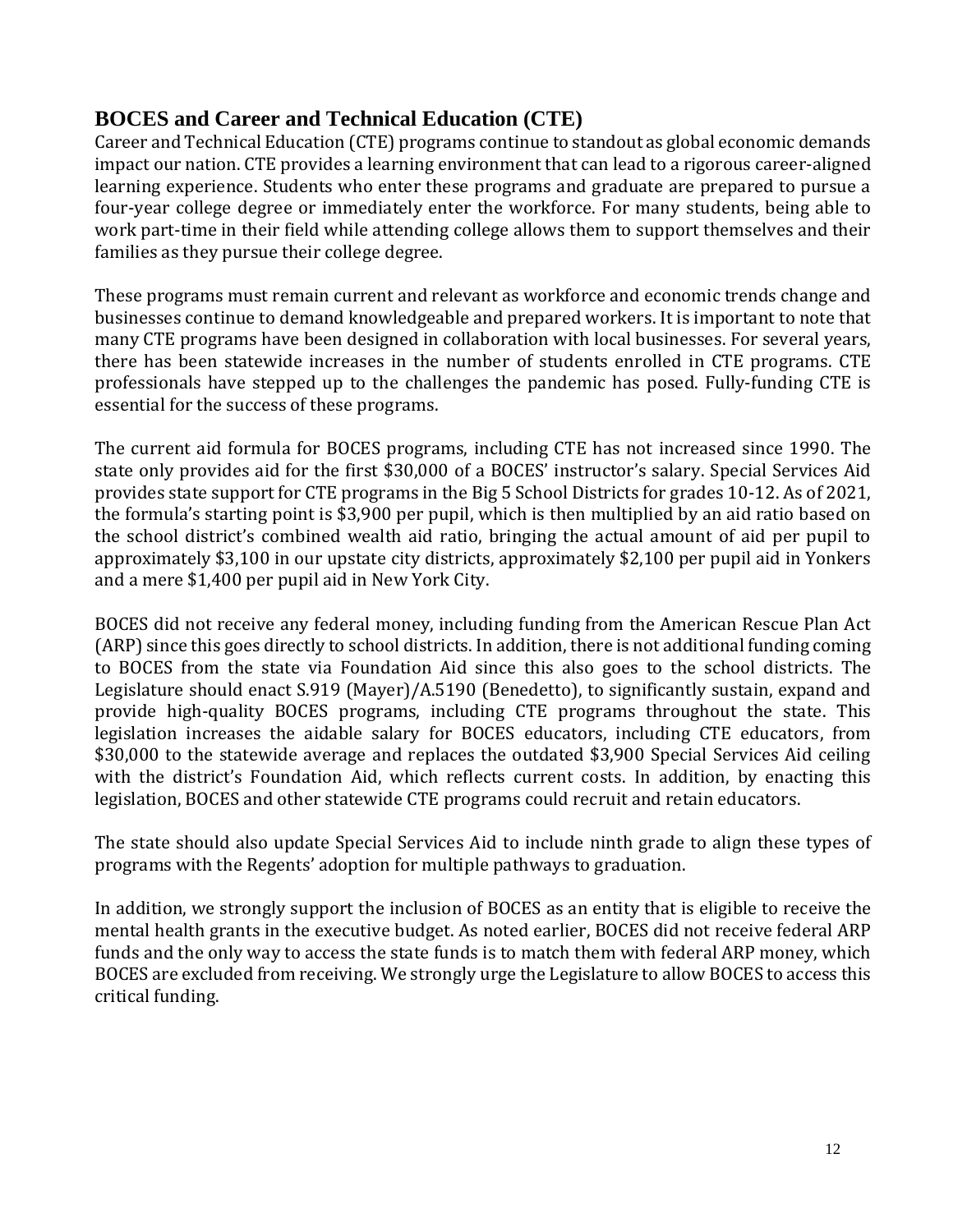## BOCES and Career and Technical Education (CTE)

Career and Technical Education (CTE) programs continue to standout as global economic demands impact our nation. CTE provides a learning environment that can lead to a rigorous career-aligned learning experience. Students who enter these programs and graduate are prepared to pursue a four-year college degree or immediately enter the workforce. For many students, being able to work part-time in their field while attending college allows them to support themselves and their families as they pursue their college degree.

These programs must remain current and relevant as workforce and economic trends change and businesses continue to demand knowledgeable and prepared workers. It is important to note that many CTE programs have been designed in collaboration with local businesses. For several years, there has been statewide increases in the number of students enrolled in CTE programs. CTE professionals have stepped up to the challenges the pandemic has posed. Fully-funding CTE is essential for the success of these programs.

The current aid formula for BOCES programs, including CTE has not increased since 1990. The state only provides aid for the first $30,000 of a BOCES' instructor's salary. Special Services Aid provides state support for CTE programs in the Big 5 School Districts for grades 10-12. As of 2021, the formula's starting point is $3,900 per pupil, which is then multiplied by an aid ratio based on the school district's combined wealth aid ratio, bringing the actual amount of aid per pupil to approximately $3,100 in our upstate city districts, approximately $2,100 per pupil aid in Yonkers and a mere $1,400 per pupil aid in New York City.

BOCES did not receive any federal money, including funding from the American Rescue Plan Act (ARP) since this goes directly to school districts. In addition, there is not additional funding coming to BOCES from the state via Foundation Aid since this also goes to the school districts. The Legislature should enact S.919 (Mayer)/A.5190 (Benedetto), to significantly sustain, expand and provide high-quality BOCES programs, including CTE programs throughout the state. This legislation increases the aidable salary for BOCES educators, including CTE educators, from $30,000 to the statewide average and replaces the outdated $3,900 Special Services Aid ceiling with the district's Foundation Aid, which reflects current costs. In addition, by enacting this legislation, BOCES and other statewide CTE programs could recruit and retain educators.

The state should also update Special Services Aid to include ninth grade to align these types of programs with the Regents' adoption for multiple pathways to graduation.

In addition, we strongly support the inclusion of BOCES as an entity that is eligible to receive the mental health grants in the executive budget. As noted earlier, BOCES did not receive federal ARP funds and the only way to access the state funds is to match them with federal ARP money, which BOCES are excluded from receiving. We strongly urge the Legislature to allow BOCES to access this critical funding.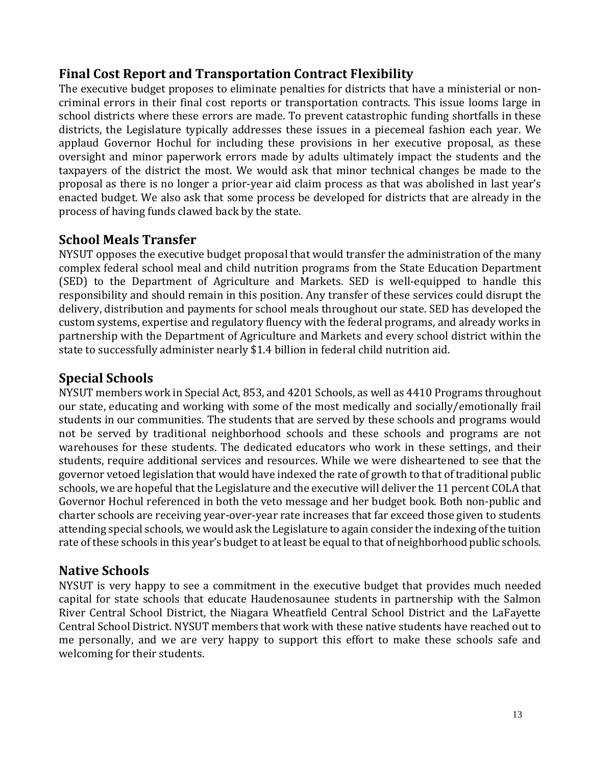## Final Cost Report and Transportation Contract Flexibility

The executive budget proposes to eliminate penalties for districts that have a ministerial or non-criminal errors in their final cost reports or transportation contracts. This issue looms large in school districts where these errors are made. To prevent catastrophic funding shortfalls in these districts, the Legislature typically addresses these issues in a piecemeal fashion each year. We applaud Governor Hochul for including these provisions in her executive proposal, as these oversight and minor paperwork errors made by adults ultimately impact the students and the taxpayers of the district the most. We would ask that minor technical changes be made to the proposal as there is no longer a prior-year aid claim process as that was abolished in last year's enacted budget. We also ask that some process be developed for districts that are already in the process of having funds clawed back by the state.

## School Meals Transfer

NYSUT opposes the executive budget proposal that would transfer the administration of the many complex federal school meal and child nutrition programs from the State Education Department (SED) to the Department of Agriculture and Markets. SED is well-equipped to handle this responsibility and should remain in this position. Any transfer of these services could disrupt the delivery, distribution and payments for school meals throughout our state. SED has developed the custom systems, expertise and regulatory fluency with the federal programs, and already works in partnership with the Department of Agriculture and Markets and every school district within the state to successfully administer nearly $1.4 billion in federal child nutrition aid.

## Special Schools

NYSUT members work in Special Act, 853, and 4201 Schools, as well as 4410 Programs throughout our state, educating and working with some of the most medically and socially/emotionally frail students in our communities. The students that are served by these schools and programs would not be served by traditional neighborhood schools and these schools and programs are not warehouses for these students. The dedicated educators who work in these settings, and their students, require additional services and resources. While we were disheartened to see that the governor vetoed legislation that would have indexed the rate of growth to that of traditional public schools, we are hopeful that the Legislature and the executive will deliver the 11 percent COLA that Governor Hochul referenced in both the veto message and her budget book. Both non-public and charter schools are receiving year-over-year rate increases that far exceed those given to students attending special schools, we would ask the Legislature to again consider the indexing of the tuition rate of these schools in this year's budget to at least be equal to that of neighborhood public schools.

## Native Schools

NYSUT is very happy to see a commitment in the executive budget that provides much needed capital for state schools that educate Haudenosaunee students in partnership with the Salmon River Central School District, the Niagara Wheatfield Central School District and the LaFayette Central School District. NYSUT members that work with these native students have reached out to me personally, and we are very happy to support this effort to make these schools safe and welcoming for their students.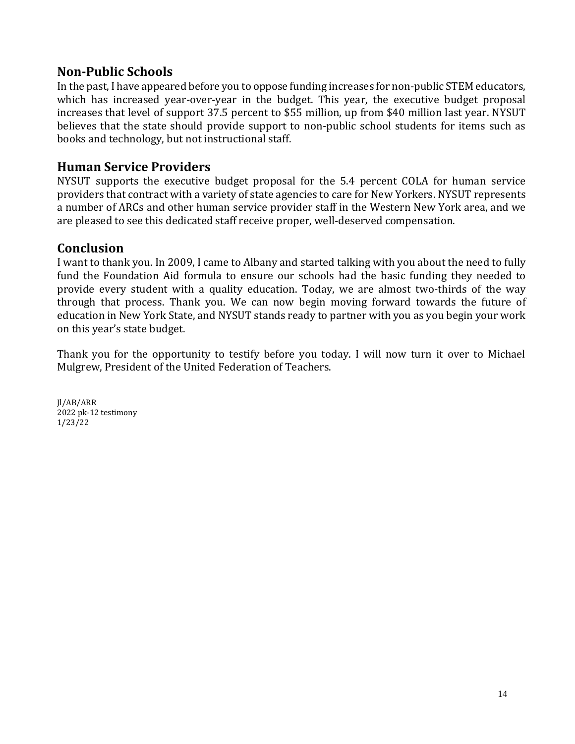## Non-Public Schools

In the past, I have appeared before you to oppose funding increases for non-public STEM educators, which has increased year-over-year in the budget. This year, the executive budget proposal increases that level of support 37.5 percent to $55 million, up from $40 million last year. NYSUT believes that the state should provide support to non-public school students for items such as books and technology, but not instructional staff.

## Human Service Providers

NYSUT supports the executive budget proposal for the 5.4 percent COLA for human service providers that contract with a variety of state agencies to care for New Yorkers. NYSUT represents a number of ARCs and other human service provider staff in the Western New York area, and we are pleased to see this dedicated staff receive proper, well-deserved compensation.

## Conclusion

I want to thank you. In 2009, I came to Albany and started talking with you about the need to fully fund the Foundation Aid formula to ensure our schools had the basic funding they needed to provide every student with a quality education. Today, we are almost two-thirds of the way through that process. Thank you. We can now begin moving forward towards the future of education in New York State, and NYSUT stands ready to partner with you as you begin your work on this year's state budget.

Thank you for the opportunity to testify before you today. I will now turn it over to Michael Mulgrew, President of the United Federation of Teachers.

Jl/AB/ARR
2022 pk-12 testimony
1/23/22